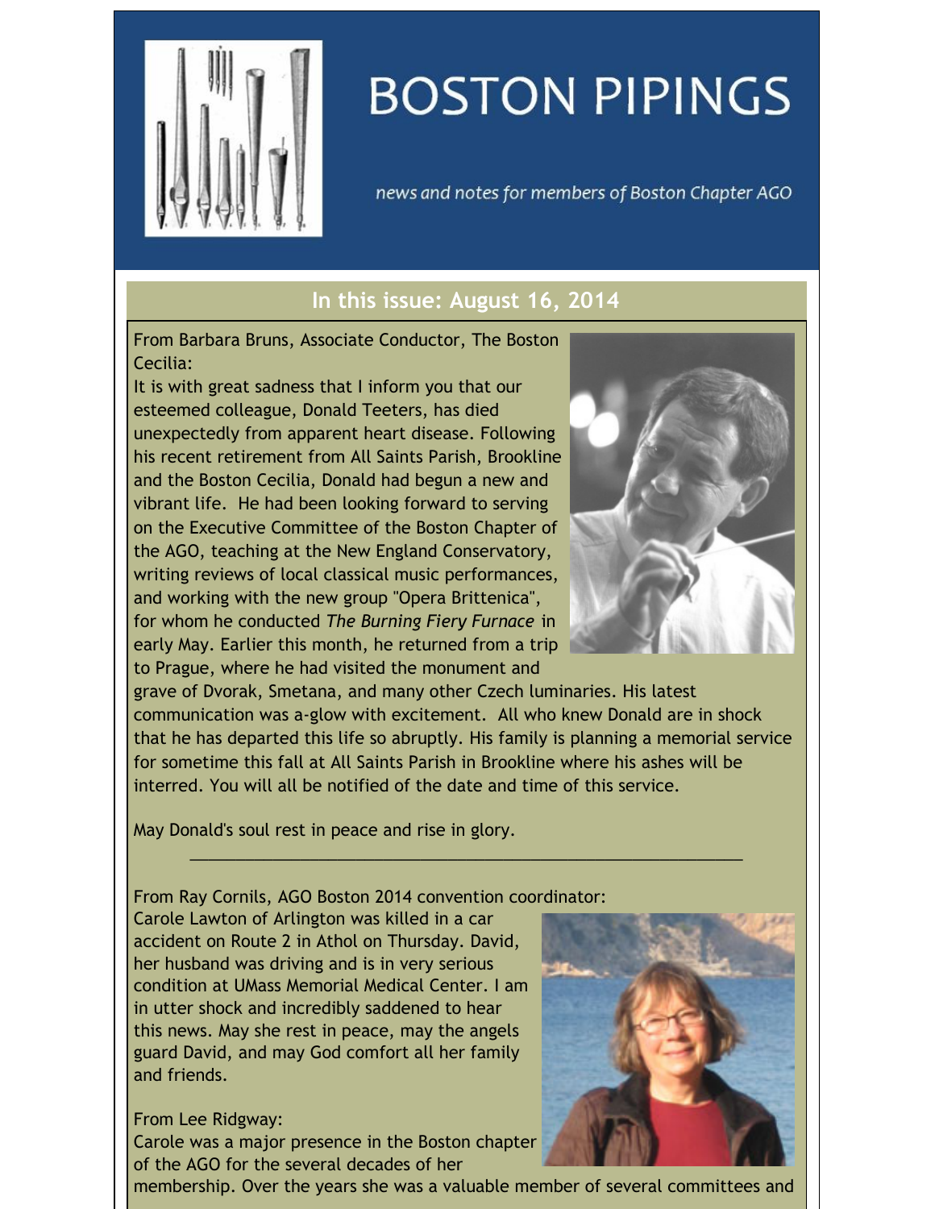# BOSTON PIPINGS

news and notes for members of Boston Chapter AGO

## In this issue: August 16, 2014

From Barbara Bruns, Associate Conductor, The Boston Cecilia:

It is with great sadness that I inform you that our esteemed colleague, Donald Teeters, has died unexpectedly from apparent heart disease. Following his recent retirement from All Saints Parish, Brookline and the Boston Cecilia, Donald had begun a new and vibrant life. He had been looking forward to serving on the Executive Committee of the Boston Chapter of the AGO, teaching at the New England Conservatory, writing reviews of local classical music performances, and working with the new group "Opera Brittenica", for whom he conducted *The Burning Fiery Furnace* in early May. Earlier this month, he returned from a trip to Prague, where he had visited the monument and grave of Dvorak, Smetana, and many other Czech luminaries. His latest communication was a-glow with excitement. All who knew Donald are in shock that he has departed this life so abruptly. His family is planning a memorial service for sometime this fall at All Saints Parish in Brookline where his ashes will be interred. You will all be notified of the date and time of this service.

May Donald's soul rest in peace and rise in glory.

---

From Ray Cornils, AGO Boston 2014 convention coordinator:

Carole Lawton of Arlington was killed in a car accident on Route 2 in Athol on Thursday. David, her husband was driving and is in very serious condition at UMass Memorial Medical Center. I am in utter shock and incredibly saddened to hear this news. May she rest in peace, may the angels guard David, and may God comfort all her family and friends.

From Lee Ridgway:

Carole was a major presence in the Boston chapter of the AGO for the several decades of her membership. Over the years she was a valuable member of several committees and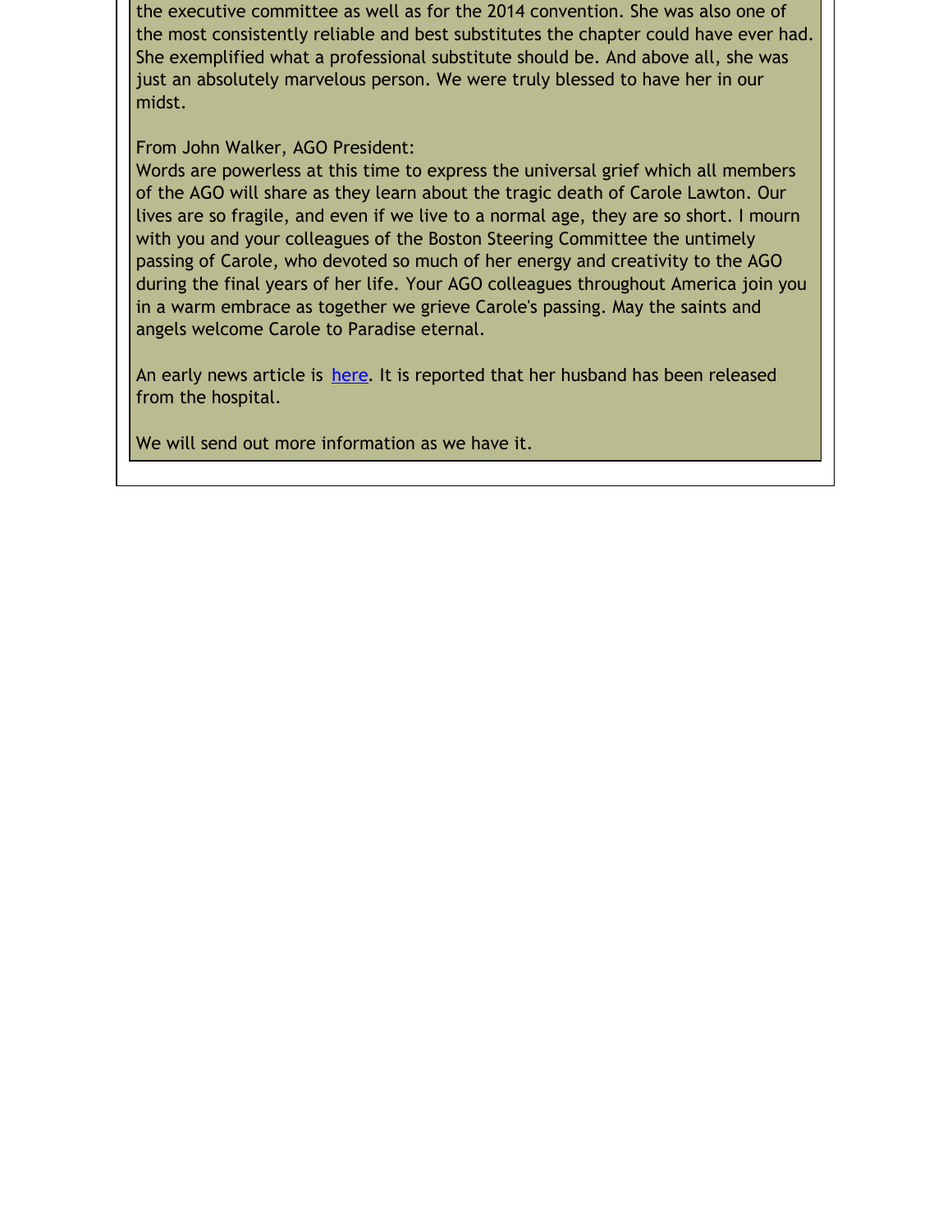the executive committee as well as for the 2014 convention. She was also one of the most consistently reliable and best substitutes the chapter could have ever had. She exemplified what a professional substitute should be. And above all, she was just an absolutely marvelous person. We were truly blessed to have her in our midst.

From John Walker, AGO President:
Words are powerless at this time to express the universal grief which all members of the AGO will share as they learn about the tragic death of Carole Lawton. Our lives are so fragile, and even if we live to a normal age, they are so short. I mourn with you and your colleagues of the Boston Steering Committee the untimely passing of Carole, who devoted so much of her energy and creativity to the AGO during the final years of her life. Your AGO colleagues throughout America join you in a warm embrace as together we grieve Carole's passing. May the saints and angels welcome Carole to Paradise eternal.

An early news article is here. It is reported that her husband has been released from the hospital.

We will send out more information as we have it.